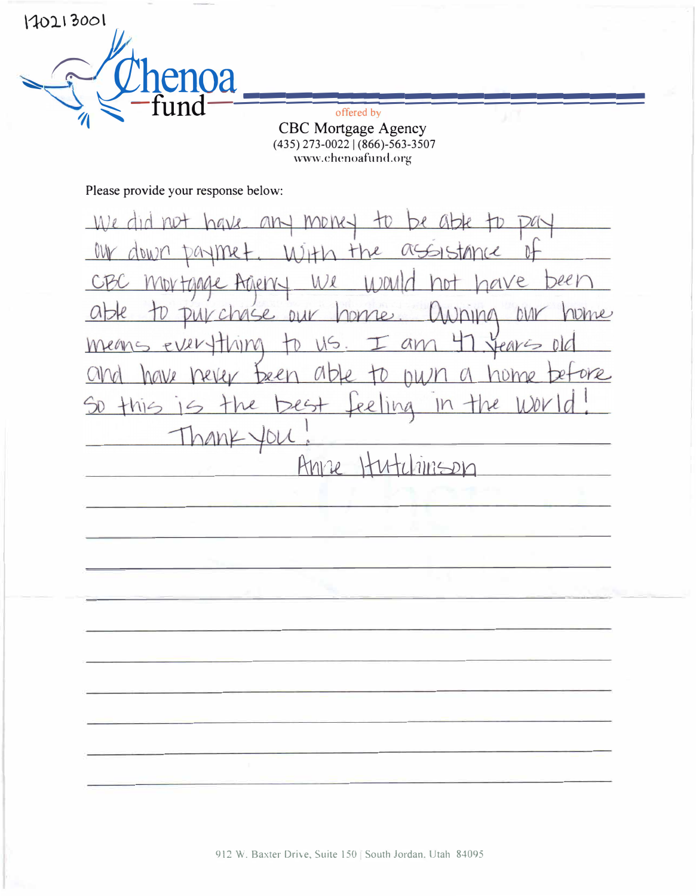170213001

Chenoa fund

offered by

CBC Mortgage Agency
(435) 273-0022 | (866)-563-3507
www.chenoafund.org

Please provide your response below:

We did not have any money to be able to pay our down paymet. With the assistance of CBC Mortgage Agency we would not have been able to purchase our home. Owning our home means everything to us. I am 47 years old and have never been able to own a home before so this is the best feeling in the world!

Thank you!

Anne Hutchinson

912 W. Baxter Drive, Suite 150 | South Jordan, Utah 84095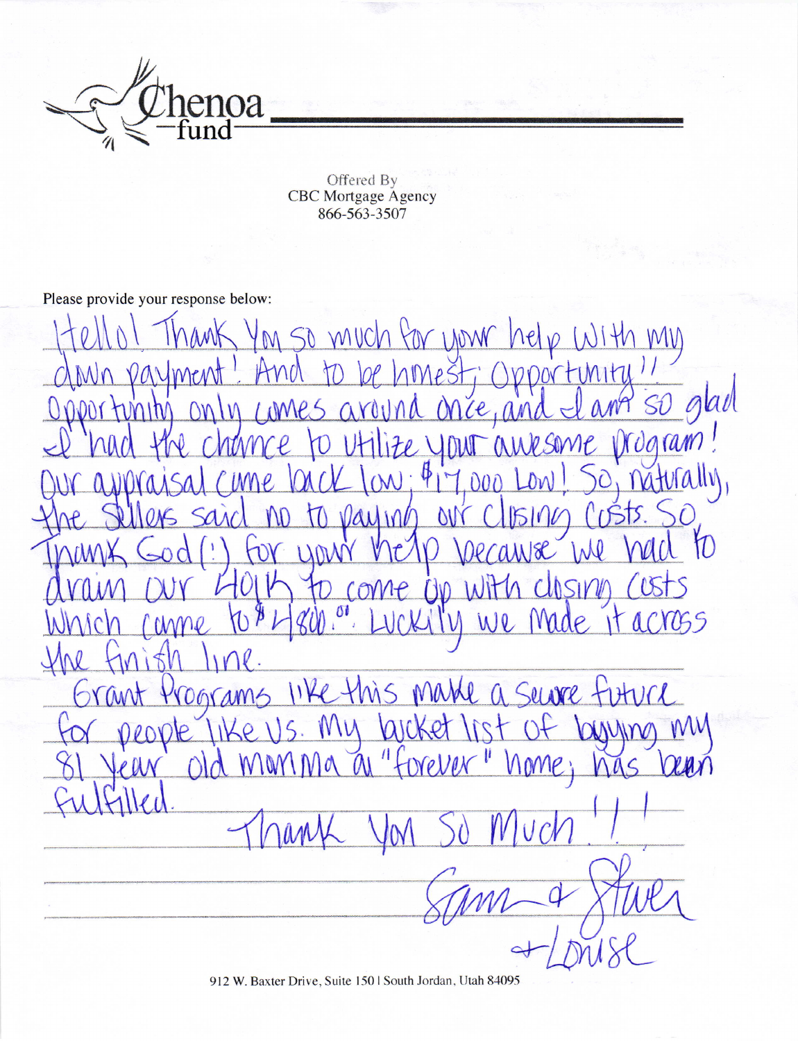Chenoa fund

Offered By
CBC Mortgage Agency
866-563-3507

Please provide your response below:

Hello! Thank You so much for your help with my down payment! And to be honest; Opportunity!! Opportunity only comes around once, and I am so glad I had the chance to utilize your awesome program! Our appraisal came back low; $17,000 Low! So, naturally, the Sellers said no to paying our closing costs. So Thank God (!) for your help because we had to drain our 401k to come up with closing costs which came to $4800.00. Luckily we made it across the finish line.

Grant Programs like this make a Secure future for people like us. My bucket list of buying my 81 year old momma a "forever" home; has been fulfilled.

Thank You So Much!!!

Sam & Steven
+ Louise

912 W. Baxter Drive, Suite 150 | South Jordan, Utah 84095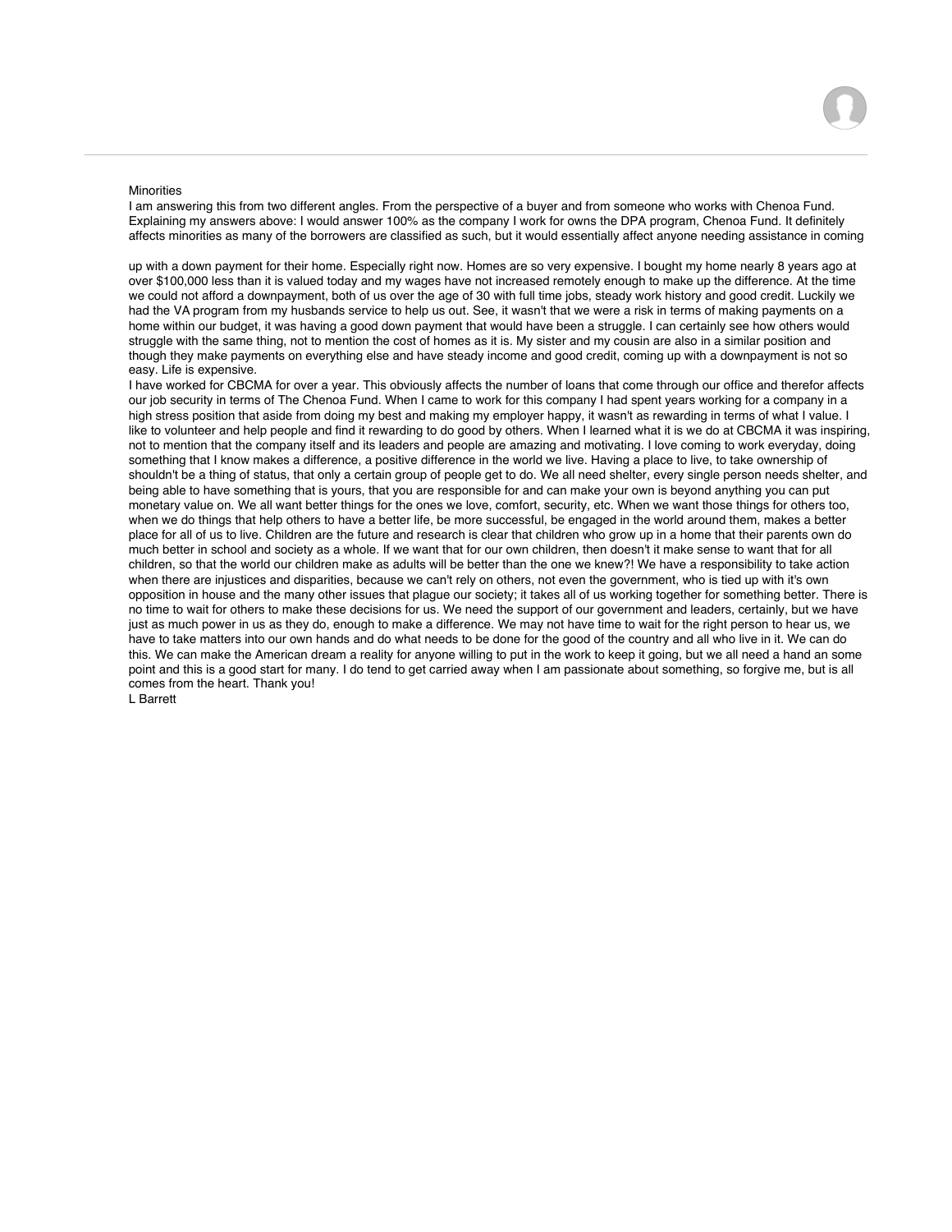Minorities

I am answering this from two different angles. From the perspective of a buyer and from someone who works with Chenoa Fund. Explaining my answers above: I would answer 100% as the company I work for owns the DPA program, Chenoa Fund. It definitely affects minorities as many of the borrowers are classified as such, but it would essentially affect anyone needing assistance in coming up with a down payment for their home. Especially right now. Homes are so very expensive. I bought my home nearly 8 years ago at over $100,000 less than it is valued today and my wages have not increased remotely enough to make up the difference. At the time we could not afford a downpayment, both of us over the age of 30 with full time jobs, steady work history and good credit. Luckily we had the VA program from my husbands service to help us out. See, it wasn't that we were a risk in terms of making payments on a home within our budget, it was having a good down payment that would have been a struggle. I can certainly see how others would struggle with the same thing, not to mention the cost of homes as it is. My sister and my cousin are also in a similar position and though they make payments on everything else and have steady income and good credit, coming up with a downpayment is not so easy. Life is expensive.

I have worked for CBCMA for over a year. This obviously affects the number of loans that come through our office and therefor affects our job security in terms of The Chenoa Fund. When I came to work for this company I had spent years working for a company in a high stress position that aside from doing my best and making my employer happy, it wasn't as rewarding in terms of what I value. I like to volunteer and help people and find it rewarding to do good by others. When I learned what it is we do at CBCMA it was inspiring, not to mention that the company itself and its leaders and people are amazing and motivating. I love coming to work everyday, doing something that I know makes a difference, a positive difference in the world we live. Having a place to live, to take ownership of shouldn't be a thing of status, that only a certain group of people get to do. We all need shelter, every single person needs shelter, and being able to have something that is yours, that you are responsible for and can make your own is beyond anything you can put monetary value on. We all want better things for the ones we love, comfort, security, etc. When we want those things for others too, when we do things that help others to have a better life, be more successful, be engaged in the world around them, makes a better place for all of us to live. Children are the future and research is clear that children who grow up in a home that their parents own do much better in school and society as a whole. If we want that for our own children, then doesn't it make sense to want that for all children, so that the world our children make as adults will be better than the one we knew?! We have a responsibility to take action when there are injustices and disparities, because we can't rely on others, not even the government, who is tied up with it's own opposition in house and the many other issues that plague our society; it takes all of us working together for something better. There is no time to wait for others to make these decisions for us. We need the support of our government and leaders, certainly, but we have just as much power in us as they do, enough to make a difference. We may not have time to wait for the right person to hear us, we have to take matters into our own hands and do what needs to be done for the good of the country and all who live in it. We can do this. We can make the American dream a reality for anyone willing to put in the work to keep it going, but we all need a hand an some point and this is a good start for many. I do tend to get carried away when I am passionate about something, so forgive me, but is all comes from the heart. Thank you!

L Barrett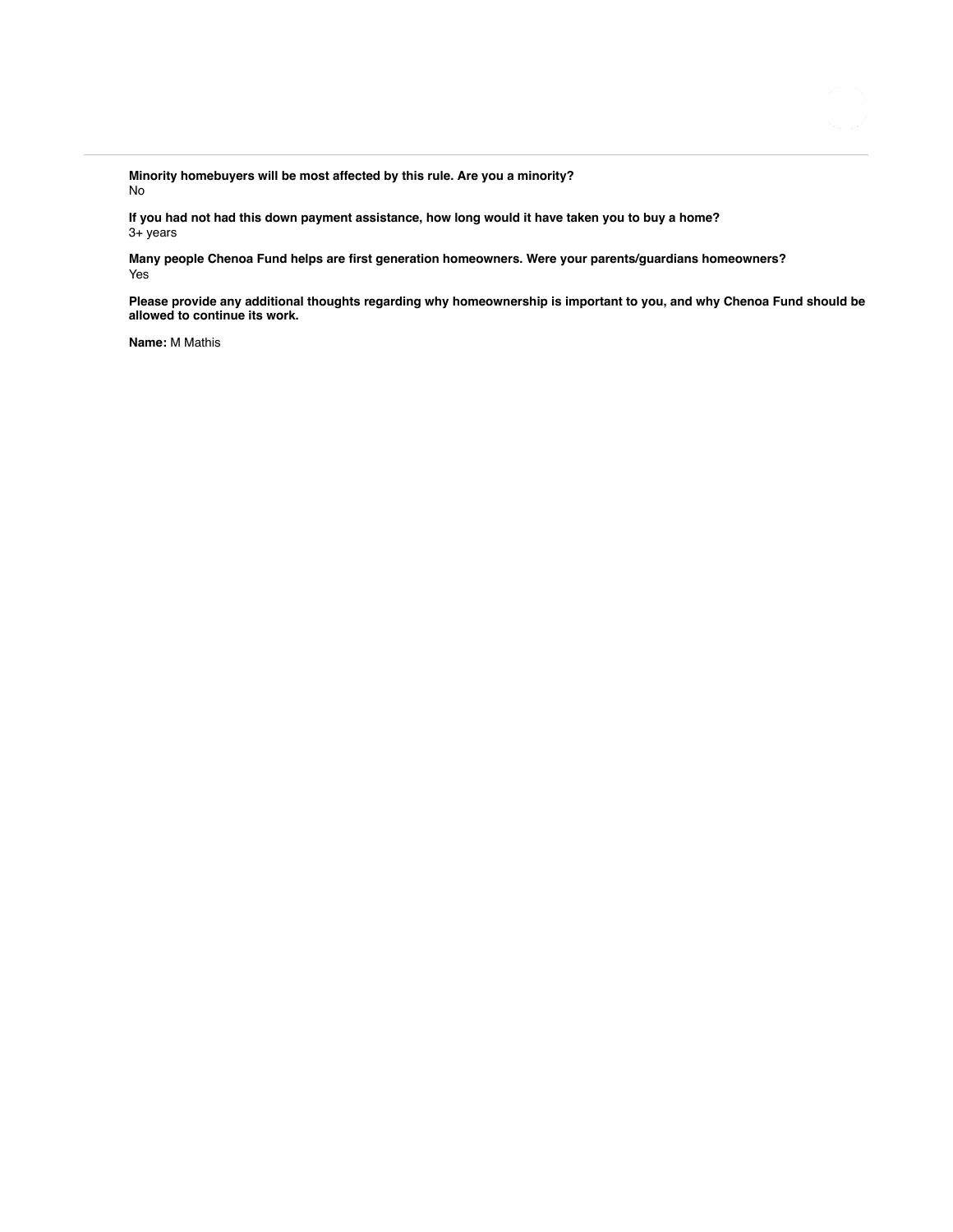**Minority homebuyers will be most affected by this rule. Are you a minority?**
No

**If you had not had this down payment assistance, how long would it have taken you to buy a home?**
3+ years

**Many people Chenoa Fund helps are first generation homeowners. Were your parents/guardians homeowners?**
Yes

**Please provide any additional thoughts regarding why homeownership is important to you, and why Chenoa Fund should be allowed to continue its work.**

**Name:** M Mathis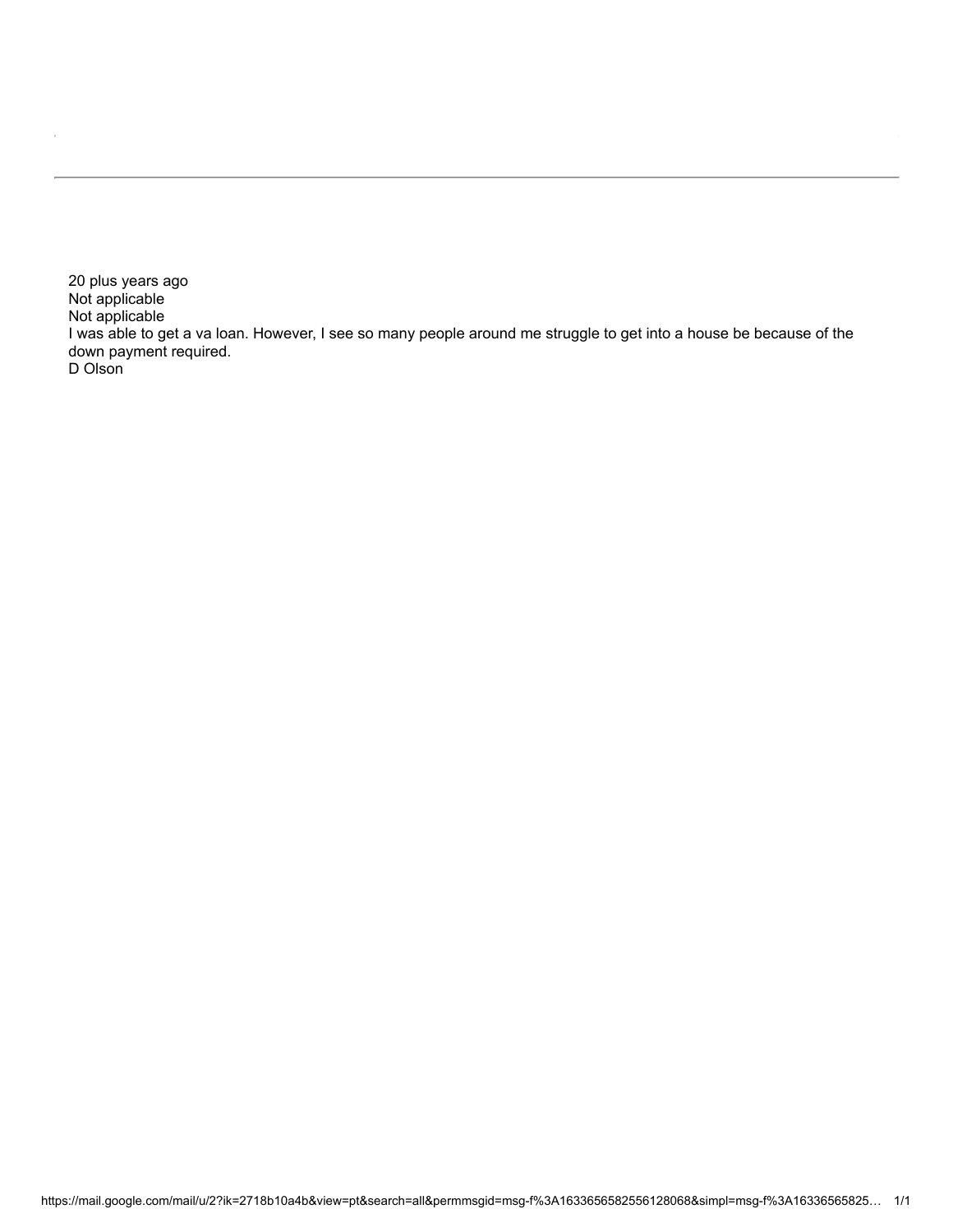20 plus years ago
Not applicable
Not applicable
I was able to get a va loan. However, I see so many people around me struggle to get into a house be because of the down payment required.
D Olson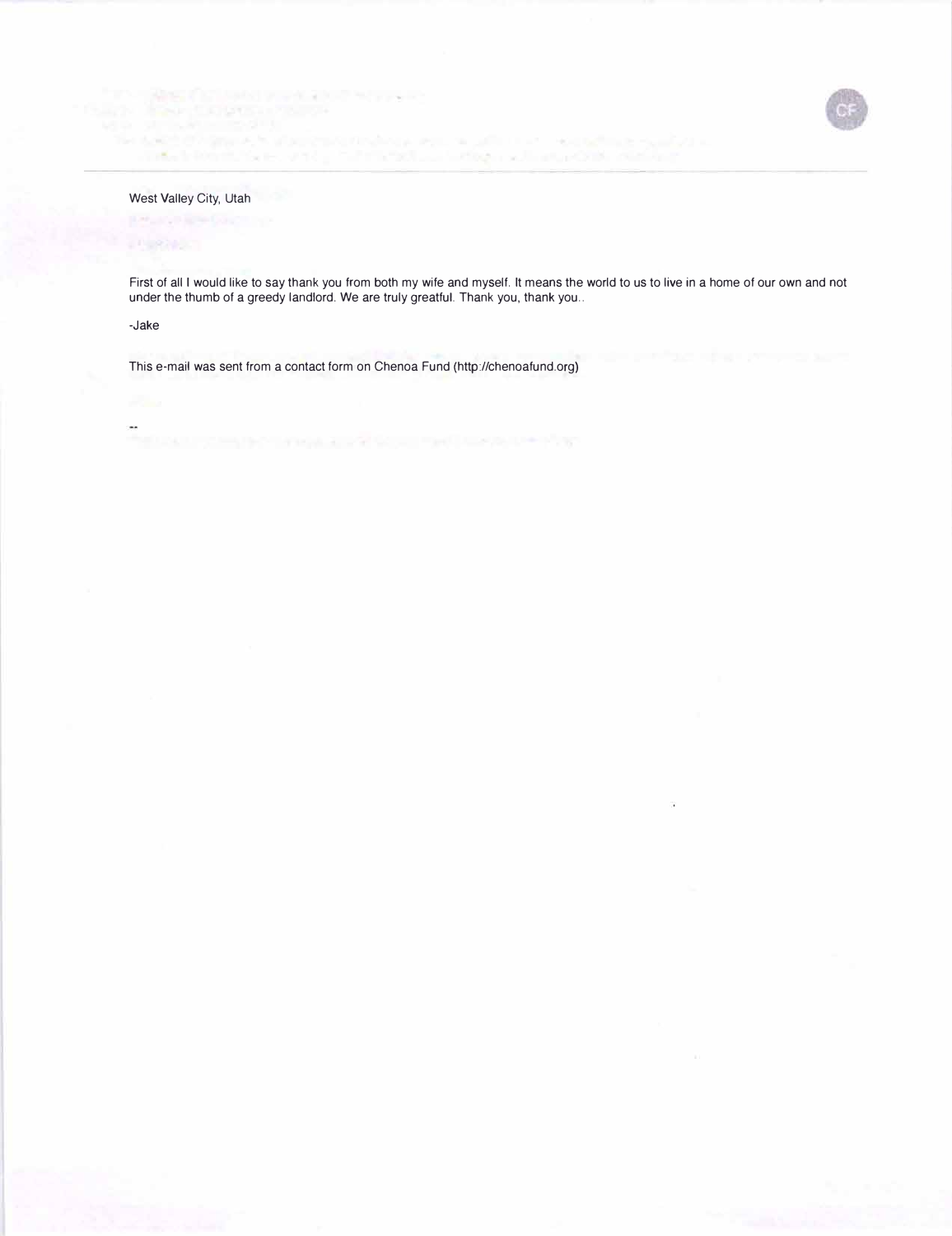West Valley City, Utah

First of all I would like to say thank you from both my wife and myself. It means the world to us to live in a home of our own and not under the thumb of a greedy landlord. We are truly greatful. Thank you, thank you..

-Jake

This e-mail was sent from a contact form on Chenoa Fund (http://chenoafund.org)

--